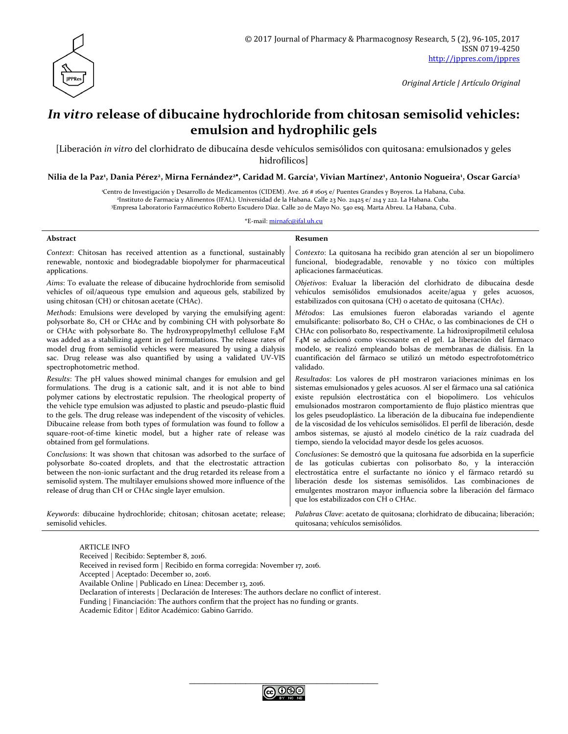© 2017 Journal of Pharmacy & Pharmacognosy Research, 5 (2), 96-105, 2017
ISSN 0719-4250
http://jppres.com/jppres

*Original Article | Artículo Original*

# *In vitro* release of dibucaine hydrochloride from chitosan semisolid vehicles: emulsion and hydrophilic gels

[Liberación *in vitro* del clorhidrato de dibucaína desde vehículos semisólidos con quitosana: emulsionados y geles hidrofílicos]

**Nilia de la Paz[1], Dania Pérez[2], Mirna Fernández[2*], Caridad M. García[1], Vivian Martínez[1], Antonio Nogueira[1], Oscar García[3]**

[1]Centro de Investigación y Desarrollo de Medicamentos (CIDEM). Ave. 26 # 1605 e/ Puentes Grandes y Boyeros. La Habana, Cuba.
[2]Instituto de Farmacia y Alimentos (IFAL). Universidad de la Habana. Calle 23 No. 21425 e/ 214 y 222. La Habana. Cuba.
[3]Empresa Laboratorio Farmacéutico Roberto Escudero Díaz. Calle 20 de Mayo No. 540 esq. Marta Abreu. La Habana, Cuba.

*E-mail: mirnafc@ifal.uh.cu

## Abstract

*Context*: Chitosan has received attention as a functional, sustainably renewable, nontoxic and biodegradable biopolymer for pharmaceutical applications.

*Aims*: To evaluate the release of dibucaine hydrochloride from semisolid vehicles of oil/aqueous type emulsion and aqueous gels, stabilized by using chitosan (CH) or chitosan acetate (CHAc).

*Methods*: Emulsions were developed by varying the emulsifying agent: polysorbate 80, CH or CHAc and by combining CH with polysorbate 80 or CHAc with polysorbate 80. The hydroxypropylmethyl cellulose F4M was added as a stabilizing agent in gel formulations. The release rates of model drug from semisolid vehicles were measured by using a dialysis sac. Drug release was also quantified by using a validated UV-VIS spectrophotometric method.

*Results*: The pH values showed minimal changes for emulsion and gel formulations. The drug is a cationic salt, and it is not able to bind polymer cations by electrostatic repulsion. The rheological property of the vehicle type emulsion was adjusted to plastic and pseudo-plastic fluid to the gels. The drug release was independent of the viscosity of vehicles. Dibucaine release from both types of formulation was found to follow a square-root-of-time kinetic model, but a higher rate of release was obtained from gel formulations.

*Conclusions*: It was shown that chitosan was adsorbed to the surface of polysorbate 80-coated droplets, and that the electrostatic attraction between the non-ionic surfactant and the drug retarded its release from a semisolid system. The multilayer emulsions showed more influence of the release of drug than CH or CHAc single layer emulsion.

*Keywords*: dibucaine hydrochloride; chitosan; chitosan acetate; release; semisolid vehicles.

## Resumen

*Contexto*: La quitosana ha recibido gran atención al ser un biopolímero funcional, biodegradable, renovable y no tóxico con múltiples aplicaciones farmacéuticas.

*Objetivos*: Evaluar la liberación del clorhidrato de dibucaína desde vehículos semisólidos emulsionados aceite/agua y geles acuosos, estabilizados con quitosana (CH) o acetato de quitosana (CHAc).

*Métodos*: Las emulsiones fueron elaboradas variando el agente emulsificante: polisorbato 80, CH o CHAc, o las combinaciones de CH o CHAc con polisorbato 80, respectivamente. La hidroxipropilmetil celulosa F4M se adicionó como viscosante en el gel. La liberación del fármaco modelo, se realizó empleando bolsas de membranas de diálisis. En la cuantificación del fármaco se utilizó un método espectrofotométrico validado.

*Resultados*: Los valores de pH mostraron variaciones mínimas en los sistemas emulsionados y geles acuosos. Al ser el fármaco una sal catiónica existe repulsión electrostática con el biopolímero. Los vehículos emulsionados mostraron comportamiento de flujo plástico mientras que los geles pseudoplástico. La liberación de la dibucaína fue independiente de la viscosidad de los vehículos semisólidos. El perfil de liberación, desde ambos sistemas, se ajustó al modelo cinético de la raíz cuadrada del tiempo, siendo la velocidad mayor desde los geles acuosos.

*Conclusiones*: Se demostró que la quitosana fue adsorbida en la superficie de las gotículas cubiertas con polisorbato 80, y la interacción electrostática entre el surfactante no iónico y el fármaco retardó su liberación desde los sistemas semisólidos. Las combinaciones de emulgentes mostraron mayor influencia sobre la liberación del fármaco que los estabilizados con CH o CHAc.

*Palabras Clave*: acetato de quitosana; clorhidrato de dibucaina; liberación; quitosana; vehículos semisólidos.

ARTICLE INFO
Received | Recibido: September 8, 2016.
Received in revised form | Recibido en forma corregida: November 17, 2016.
Accepted | Aceptado: December 10, 2016.
Available Online | Publicado en Línea: December 13, 2016.
Declaration of interests | Declaración de Intereses: The authors declare no conflict of interest.
Funding | Financiación: The authors confirm that the project has no funding or grants.
Academic Editor | Editor Académico: Gabino Garrido.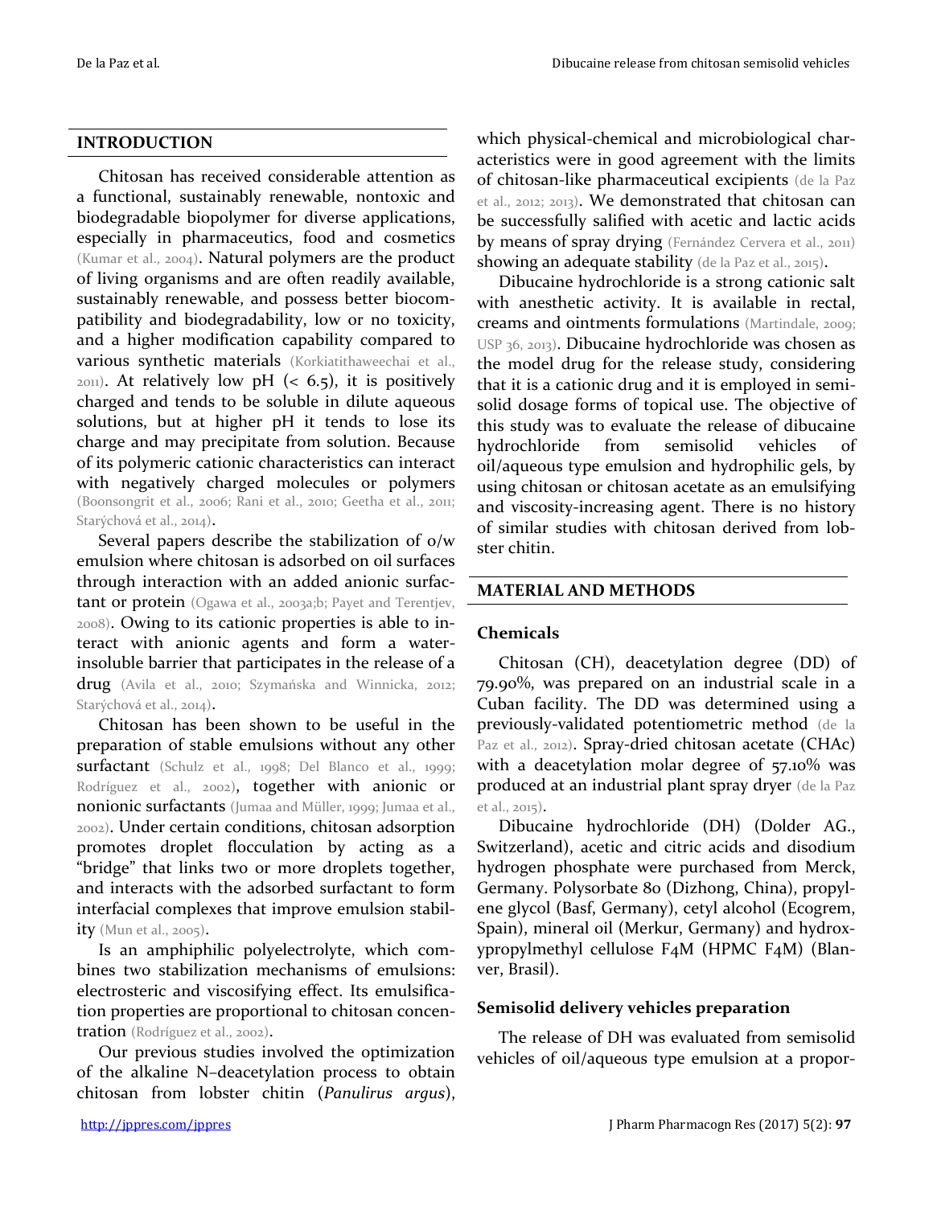## INTRODUCTION

Chitosan has received considerable attention as a functional, sustainably renewable, nontoxic and biodegradable biopolymer for diverse applications, especially in pharmaceutics, food and cosmetics (Kumar et al., 2004). Natural polymers are the product of living organisms and are often readily available, sustainably renewable, and possess better biocompatibility and biodegradability, low or no toxicity, and a higher modification capability compared to various synthetic materials (Korkiatithaweechai et al., 2011). At relatively low pH (< 6.5), it is positively charged and tends to be soluble in dilute aqueous solutions, but at higher pH it tends to lose its charge and may precipitate from solution. Because of its polymeric cationic characteristics can interact with negatively charged molecules or polymers (Boonsongrit et al., 2006; Rani et al., 2010; Geetha et al., 2011; Starýchová et al., 2014).

Several papers describe the stabilization of o/w emulsion where chitosan is adsorbed on oil surfaces through interaction with an added anionic surfactant or protein (Ogawa et al., 2003a;b; Payet and Terentjev, 2008). Owing to its cationic properties is able to interact with anionic agents and form a water-insoluble barrier that participates in the release of a drug (Avila et al., 2010; Szymańska and Winnicka, 2012; Starýchová et al., 2014).

Chitosan has been shown to be useful in the preparation of stable emulsions without any other surfactant (Schulz et al., 1998; Del Blanco et al., 1999; Rodríguez et al., 2002), together with anionic or nonionic surfactants (Jumaa and Müller, 1999; Jumaa et al., 2002). Under certain conditions, chitosan adsorption promotes droplet flocculation by acting as a "bridge" that links two or more droplets together, and interacts with the adsorbed surfactant to form interfacial complexes that improve emulsion stability (Mun et al., 2005).

Is an amphiphilic polyelectrolyte, which combines two stabilization mechanisms of emulsions: electrosteric and viscosifying effect. Its emulsification properties are proportional to chitosan concentration (Rodríguez et al., 2002).

Our previous studies involved the optimization of the alkaline N–deacetylation process to obtain chitosan from lobster chitin (*Panulirus argus*), which physical-chemical and microbiological characteristics were in good agreement with the limits of chitosan-like pharmaceutical excipients (de la Paz et al., 2012; 2013). We demonstrated that chitosan can be successfully salified with acetic and lactic acids by means of spray drying (Fernández Cervera et al., 2011) showing an adequate stability (de la Paz et al., 2015).

Dibucaine hydrochloride is a strong cationic salt with anesthetic activity. It is available in rectal, creams and ointments formulations (Martindale, 2009; USP 36, 2013). Dibucaine hydrochloride was chosen as the model drug for the release study, considering that it is a cationic drug and it is employed in semisolid dosage forms of topical use. The objective of this study was to evaluate the release of dibucaine hydrochloride from semisolid vehicles of oil/aqueous type emulsion and hydrophilic gels, by using chitosan or chitosan acetate as an emulsifying and viscosity-increasing agent. There is no history of similar studies with chitosan derived from lobster chitin.

## MATERIAL AND METHODS

### Chemicals

Chitosan (CH), deacetylation degree (DD) of 79.90%, was prepared on an industrial scale in a Cuban facility. The DD was determined using a previously-validated potentiometric method (de la Paz et al., 2012). Spray-dried chitosan acetate (CHAc) with a deacetylation molar degree of 57.10% was produced at an industrial plant spray dryer (de la Paz et al., 2015).

Dibucaine hydrochloride (DH) (Dolder AG., Switzerland), acetic and citric acids and disodium hydrogen phosphate were purchased from Merck, Germany. Polysorbate 80 (Dizhong, China), propylene glycol (Basf, Germany), cetyl alcohol (Ecogrem, Spain), mineral oil (Merkur, Germany) and hydroxypropylmethyl cellulose F4M (HPMC F4M) (Blanver, Brasil).

### Semisolid delivery vehicles preparation

The release of DH was evaluated from semisolid vehicles of oil/aqueous type emulsion at a propor-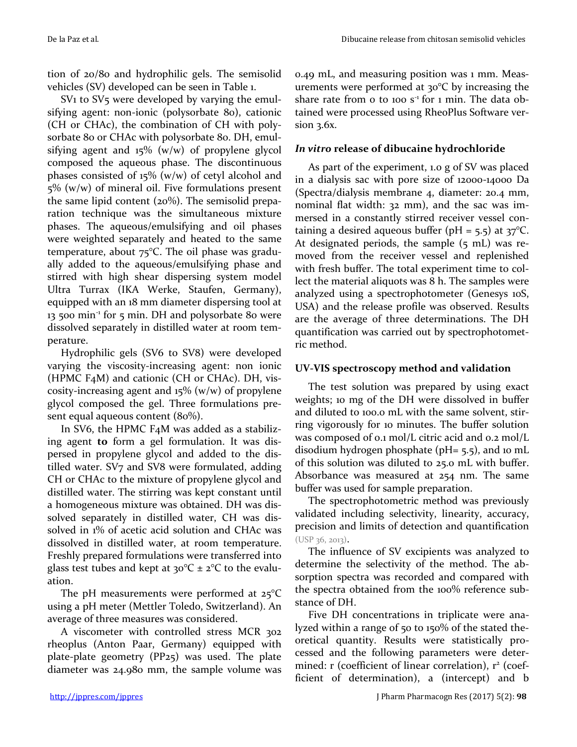tion of 20/80 and hydrophilic gels. The semisolid vehicles (SV) developed can be seen in Table 1.

SV1 to SV5 were developed by varying the emulsifying agent: non-ionic (polysorbate 80), cationic (CH or CHAc), the combination of CH with polysorbate 80 or CHAc with polysorbate 80. DH, emulsifying agent and 15% (w/w) of propylene glycol composed the aqueous phase. The discontinuous phases consisted of 15% (w/w) of cetyl alcohol and 5% (w/w) of mineral oil. Five formulations present the same lipid content (20%). The semisolid preparation technique was the simultaneous mixture phases. The aqueous/emulsifying and oil phases were weighted separately and heated to the same temperature, about 75°C. The oil phase was gradually added to the aqueous/emulsifying phase and stirred with high shear dispersing system model Ultra Turrax (IKA Werke, Staufen, Germany), equipped with an 18 mm diameter dispersing tool at 13 500 $min^{-1}$ for 5 min. DH and polysorbate 80 were dissolved separately in distilled water at room temperature.

Hydrophilic gels (SV6 to SV8) were developed varying the viscosity-increasing agent: non ionic (HPMC F4M) and cationic (CH or CHAc). DH, viscosity-increasing agent and 15% (w/w) of propylene glycol composed the gel. Three formulations present equal aqueous content (80%).

In SV6, the HPMC F4M was added as a stabilizing agent **to** form a gel formulation. It was dispersed in propylene glycol and added to the distilled water. SV7 and SV8 were formulated, adding CH or CHAc to the mixture of propylene glycol and distilled water. The stirring was kept constant until a homogeneous mixture was obtained. DH was dissolved separately in distilled water, CH was dissolved in 1% of acetic acid solution and CHAc was dissolved in distilled water, at room temperature. Freshly prepared formulations were transferred into glass test tubes and kept at 30°C ± 2°C to the evaluation.

The pH measurements were performed at 25°C using a pH meter (Mettler Toledo, Switzerland). An average of three measures was considered.

A viscometer with controlled stress MCR 302 rheoplus (Anton Paar, Germany) equipped with plate-plate geometry (PP25) was used. The plate diameter was 24.980 mm, the sample volume was 0.49 mL, and measuring position was 1 mm. Measurements were performed at 30°C by increasing the share rate from 0 to 100 $s^{-1}$ for 1 min. The data obtained were processed using RheoPlus Software version 3.6x.

### *In vitro* release of dibucaine hydrochloride

As part of the experiment, 1.0 g of SV was placed in a dialysis sac with pore size of 12000-14000 Da (Spectra/dialysis membrane 4, diameter: 20.4 mm, nominal flat width: 32 mm), and the sac was immersed in a constantly stirred receiver vessel containing a desired aqueous buffer (pH = 5.5) at 37°C. At designated periods, the sample (5 mL) was removed from the receiver vessel and replenished with fresh buffer. The total experiment time to collect the material aliquots was 8 h. The samples were analyzed using a spectrophotometer (Genesys 10S, USA) and the release profile was observed. Results are the average of three determinations. The DH quantification was carried out by spectrophotometric method.

### UV-VIS spectroscopy method and validation

The test solution was prepared by using exact weights; 10 mg of the DH were dissolved in buffer and diluted to 100.0 mL with the same solvent, stirring vigorously for 10 minutes. The buffer solution was composed of 0.1 mol/L citric acid and 0.2 mol/L disodium hydrogen phosphate (pH= 5.5), and 10 mL of this solution was diluted to 25.0 mL with buffer. Absorbance was measured at 254 nm. The same buffer was used for sample preparation.

The spectrophotometric method was previously validated including selectivity, linearity, accuracy, precision and limits of detection and quantification (USP 36, 2013).

The influence of SV excipients was analyzed to determine the selectivity of the method. The absorption spectra was recorded and compared with the spectra obtained from the 100% reference substance of DH.

Five DH concentrations in triplicate were analyzed within a range of 50 to 150% of the stated theoretical quantity. Results were statistically processed and the following parameters were determined: r (coefficient of linear correlation), $r^2$ (coefficient of determination), a (intercept) and b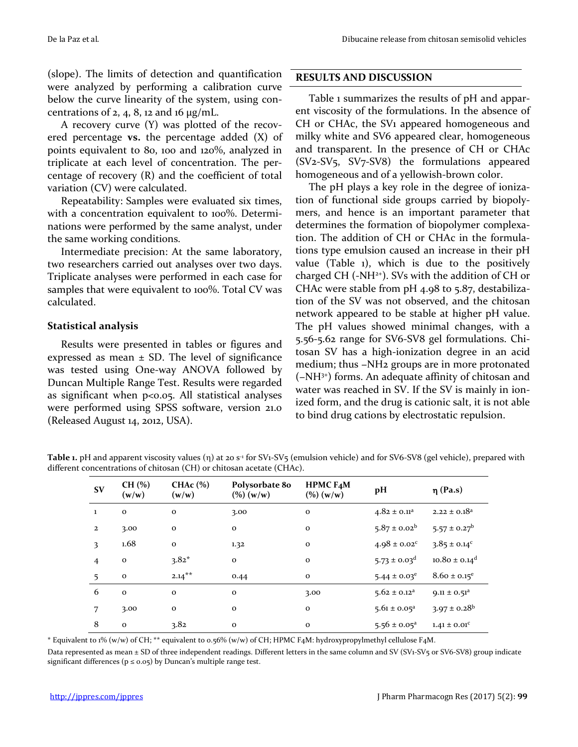(slope). The limits of detection and quantification were analyzed by performing a calibration curve below the curve linearity of the system, using concentrations of 2, 4, 8, 12 and 16 µg/mL.

A recovery curve (Y) was plotted of the recovered percentage **vs.** the percentage added (X) of points equivalent to 80, 100 and 120%, analyzed in triplicate at each level of concentration. The percentage of recovery (R) and the coefficient of total variation (CV) were calculated.

Repeatability: Samples were evaluated six times, with a concentration equivalent to 100%. Determinations were performed by the same analyst, under the same working conditions.

Intermediate precision: At the same laboratory, two researchers carried out analyses over two days. Triplicate analyses were performed in each case for samples that were equivalent to 100%. Total CV was calculated.

### Statistical analysis

Results were presented in tables or figures and expressed as mean ± SD. The level of significance was tested using One-way ANOVA followed by Duncan Multiple Range Test. Results were regarded as significant when $p<0.05$. All statistical analyses were performed using SPSS software, version 21.0 (Released August 14, 2012, USA).

## RESULTS AND DISCUSSION

Table 1 summarizes the results of pH and apparent viscosity of the formulations. In the absence of CH or CHAc, the SV1 appeared homogeneous and milky white and SV6 appeared clear, homogeneous and transparent. In the presence of CH or CHAc (SV2-SV5, SV7-SV8) the formulations appeared homogeneous and of a yellowish-brown color.

The pH plays a key role in the degree of ionization of functional side groups carried by biopolymers, and hence is an important parameter that determines the formation of biopolymer complexation. The addition of CH or CHAc in the formulations type emulsion caused an increase in their pH value (Table 1), which is due to the positively charged CH ($-NH^{2+}$). SVs with the addition of CH or CHAc were stable from pH 4.98 to 5.87, destabilization of the SV was not observed, and the chitosan network appeared to be stable at higher pH value. The pH values showed minimal changes, with a 5.56-5.62 range for SV6-SV8 gel formulations. Chitosan SV has a high-ionization degree in an acid medium; thus $-NH_2$ groups are in more protonated ($-NH^{3+}$) forms. An adequate affinity of chitosan and water was reached in SV. If the SV is mainly in ionized form, and the drug is cationic salt, it is not able to bind drug cations by electrostatic repulsion.

**Table 1.** pH and apparent viscosity values (η) at 20 $s^{-1}$ for SV1-SV5 (emulsion vehicle) and for SV6-SV8 (gel vehicle), prepared with different concentrations of chitosan (CH) or chitosan acetate (CHAc).

| SV | CH (%) (w/w) | CHAc (%) (w/w) | Polysorbate 80 (%) (w/w) | HPMC F4M (%) (w/w) | pH | η (Pa.s) |
|---|---|---|---|---|---|---|
| 1 | 0 | 0 | 3.00 | 0 | 4.82 ± 0.11[a] | 2.22 ± 0.18[a] |
| 2 | 3.00 | 0 | 0 | 0 | 5.87 ± 0.02[b] | 5.57 ± 0.27[b] |
| 3 | 1.68 | 0 | 1.32 | 0 | 4.98 ± 0.02[c] | 3.85 ± 0.14[c] |
| 4 | 0 | 3.82* | 0 | 0 | 5.73 ± 0.03[d] | 10.80 ± 0.14[d] |
| 5 | 0 | 2.14** | 0.44 | 0 | 5.44 ± 0.03[e] | 8.60 ± 0.15[e] |
| 6 | 0 | 0 | 0 | 3.00 | 5.62 ± 0.12[a] | 9.11 ± 0.51[a] |
| 7 | 3.00 | 0 | 0 | 0 | 5.61 ± 0.05[a] | 3.97 ± 0.28[b] |
| 8 | 0 | 3.82 | 0 | 0 | 5.56 ± 0.05[a] | 1.41 ± 0.01[c] |

* Equivalent to 1% (w/w) of CH; ** equivalent to 0.56% (w/w) of CH; HPMC F4M: hydroxypropylmethyl cellulose F4M.

Data represented as mean ± SD of three independent readings. Different letters in the same column and SV (SV1-SV5 or SV6-SV8) group indicate significant differences ($p \leq 0.05$) by Duncan's multiple range test.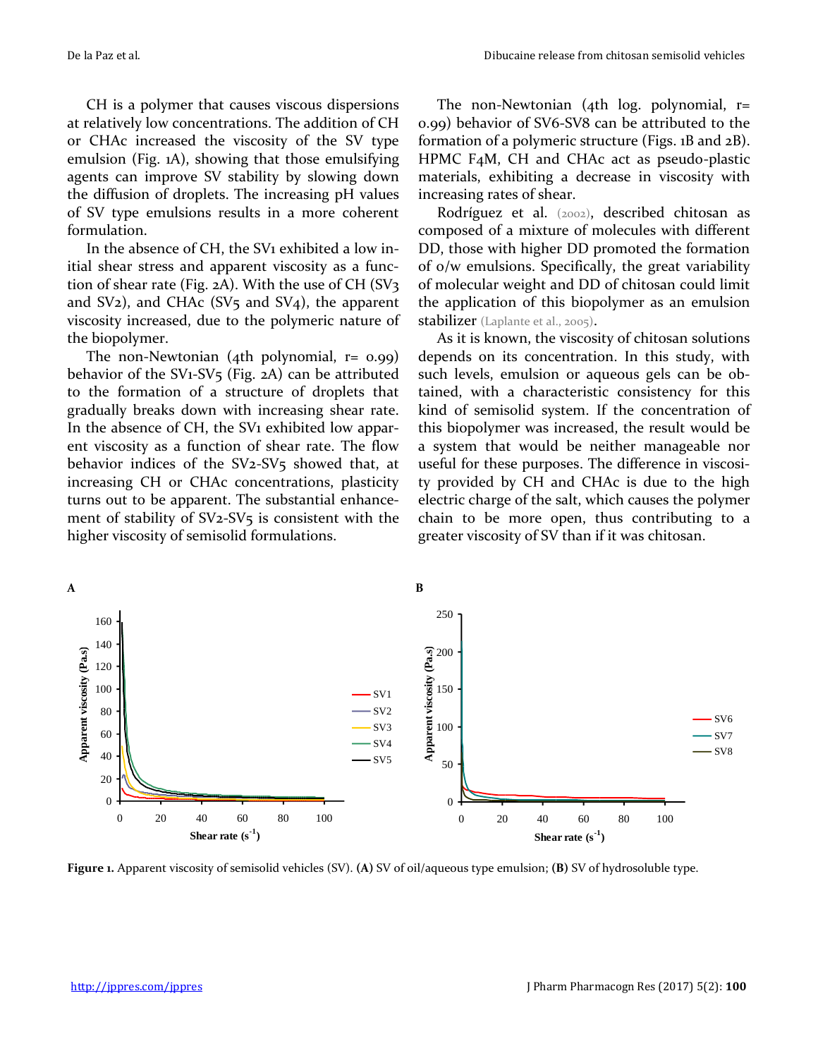CH is a polymer that causes viscous dispersions at relatively low concentrations. The addition of CH or CHAc increased the viscosity of the SV type emulsion (Fig. 1A), showing that those emulsifying agents can improve SV stability by slowing down the diffusion of droplets. The increasing pH values of SV type emulsions results in a more coherent formulation.

In the absence of CH, the SV1 exhibited a low initial shear stress and apparent viscosity as a function of shear rate (Fig. 2A). With the use of CH (SV3 and SV2), and CHAc (SV5 and SV4), the apparent viscosity increased, due to the polymeric nature of the biopolymer.

The non-Newtonian (4th polynomial, r= 0.99) behavior of the SV1-SV5 (Fig. 2A) can be attributed to the formation of a structure of droplets that gradually breaks down with increasing shear rate. In the absence of CH, the SV1 exhibited low apparent viscosity as a function of shear rate. The flow behavior indices of the SV2-SV5 showed that, at increasing CH or CHAc concentrations, plasticity turns out to be apparent. The substantial enhancement of stability of SV2-SV5 is consistent with the higher viscosity of semisolid formulations.

The non-Newtonian (4th log. polynomial, r= 0.99) behavior of SV6-SV8 can be attributed to the formation of a polymeric structure (Figs. 1B and 2B). HPMC F4M, CH and CHAc act as pseudo-plastic materials, exhibiting a decrease in viscosity with increasing rates of shear.

Rodríguez et al. (2002), described chitosan as composed of a mixture of molecules with different DD, those with higher DD promoted the formation of o/w emulsions. Specifically, the great variability of molecular weight and DD of chitosan could limit the application of this biopolymer as an emulsion stabilizer (Laplante et al., 2005).

As it is known, the viscosity of chitosan solutions depends on its concentration. In this study, with such levels, emulsion or aqueous gels can be obtained, with a characteristic consistency for this kind of semisolid system. If the concentration of this biopolymer was increased, the result would be a system that would be neither manageable nor useful for these purposes. The difference in viscosity provided by CH and CHAc is due to the high electric charge of the salt, which causes the polymer chain to be more open, thus contributing to a greater viscosity of SV than if it was chitosan.

**Figure 1.** Apparent viscosity of semisolid vehicles (SV). **(A)** SV of oil/aqueous type emulsion; **(B)** SV of hydrosoluble type.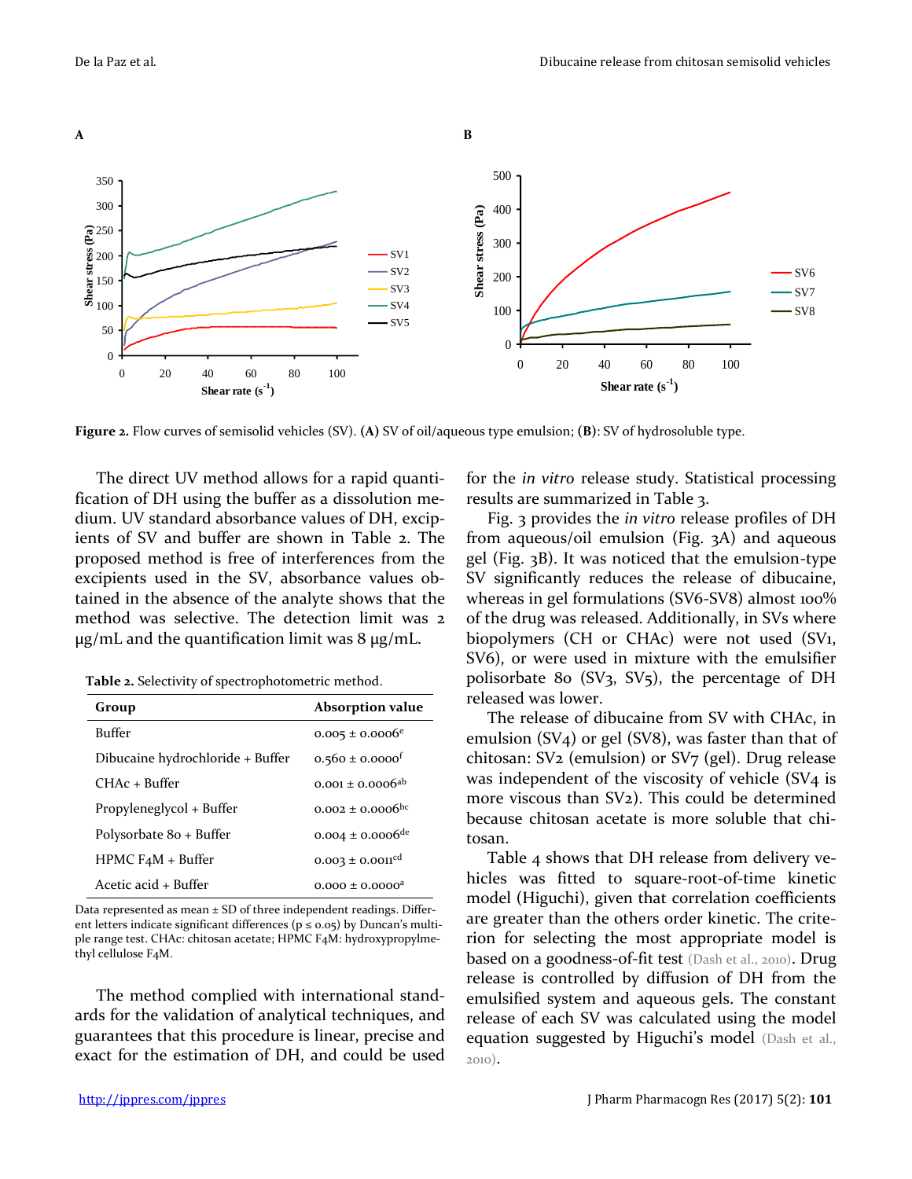Figure 2. Flow curves of semisolid vehicles (SV). (A) SV of oil/aqueous type emulsion; (B): SV of hydrosoluble type.

The direct UV method allows for a rapid quantification of DH using the buffer as a dissolution medium. UV standard absorbance values of DH, excipients of SV and buffer are shown in Table 2. The proposed method is free of interferences from the excipients used in the SV, absorbance values obtained in the absence of the analyte shows that the method was selective. The detection limit was 2 μg/mL and the quantification limit was 8 μg/mL.

**Table 2.** Selectivity of spectrophotometric method.

| Group | Absorption value |
|---|---|
| Buffer | 0.005 ± 0.0006[e] |
| Dibucaine hydrochloride + Buffer | 0.560 ± 0.0000[f] |
| CHAc + Buffer | 0.001 ± 0.0006[ab] |
| Propyleneglycol + Buffer | 0.002 ± 0.0006[bc] |
| Polysorbate 80 + Buffer | 0.004 ± 0.0006[de] |
| HPMC F4M + Buffer | 0.003 ± 0.0011[cd] |
| Acetic acid + Buffer | 0.000 ± 0.0000[a] |

Data represented as mean ± SD of three independent readings. Different letters indicate significant differences ($p \leq 0.05$) by Duncan's multiple range test. CHAc: chitosan acetate; HPMC F4M: hydroxypropylmethyl cellulose F4M.

The method complied with international standards for the validation of analytical techniques, and guarantees that this procedure is linear, precise and exact for the estimation of DH, and could be used for the *in vitro* release study. Statistical processing results are summarized in Table 3.

Fig. 3 provides the *in vitro* release profiles of DH from aqueous/oil emulsion (Fig. 3A) and aqueous gel (Fig. 3B). It was noticed that the emulsion-type SV significantly reduces the release of dibucaine, whereas in gel formulations (SV6-SV8) almost 100% of the drug was released. Additionally, in SVs where biopolymers (CH or CHAc) were not used (SV1, SV6), or were used in mixture with the emulsifier polisorbate 80 (SV3, SV5), the percentage of DH released was lower.

The release of dibucaine from SV with CHAc, in emulsion (SV4) or gel (SV8), was faster than that of chitosan: SV2 (emulsion) or SV7 (gel). Drug release was independent of the viscosity of vehicle (SV4 is more viscous than SV2). This could be determined because chitosan acetate is more soluble that chitosan.

Table 4 shows that DH release from delivery vehicles was fitted to square-root-of-time kinetic model (Higuchi), given that correlation coefficients are greater than the others order kinetic. The criterion for selecting the most appropriate model is based on a goodness-of-fit test (Dash et al., 2010). Drug release is controlled by diffusion of DH from the emulsified system and aqueous gels. The constant release of each SV was calculated using the model equation suggested by Higuchi's model (Dash et al., 2010).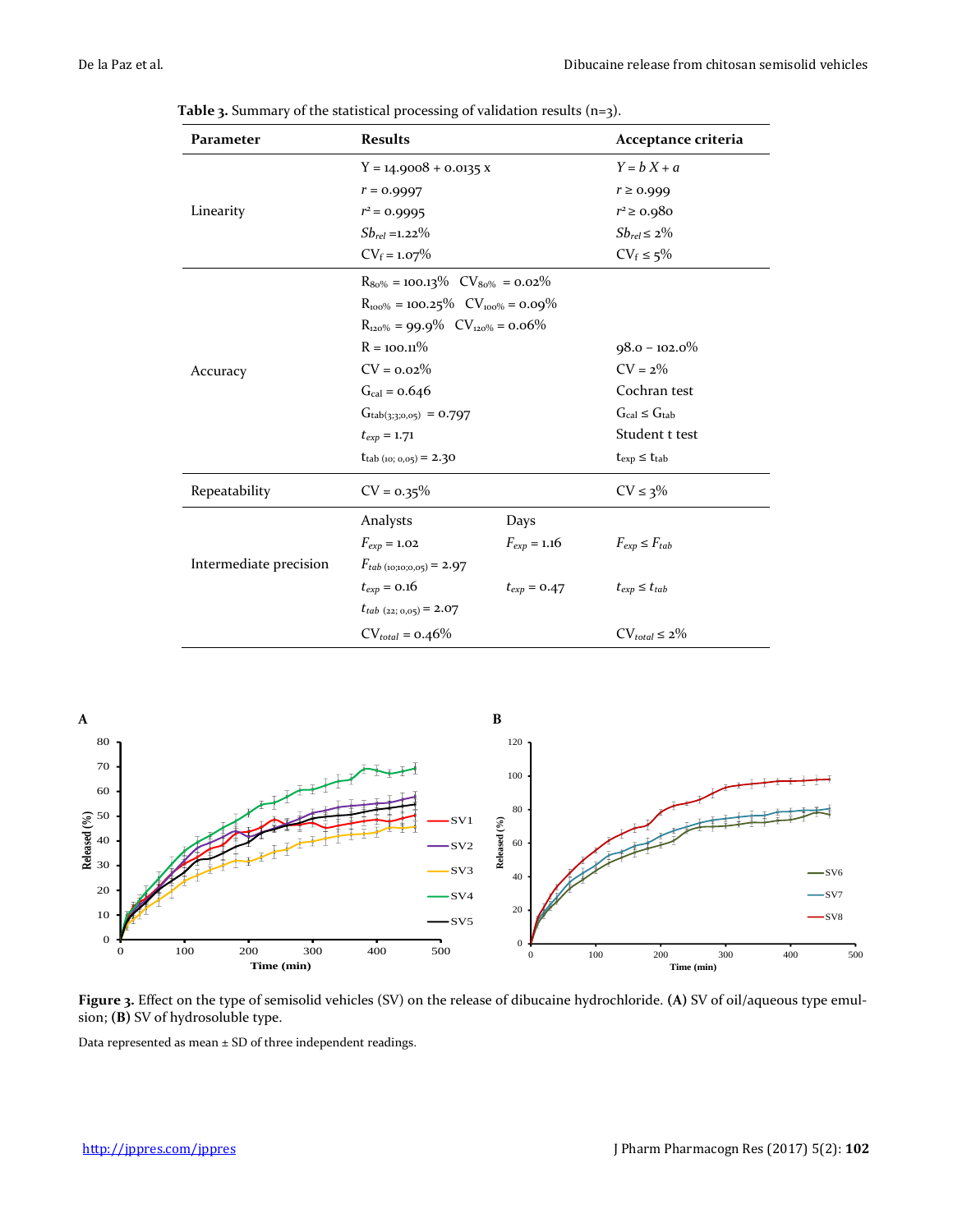**Table 3.** Summary of the statistical processing of validation results (n=3).

| Parameter | Results | | Acceptance criteria |
|---|---|---|---|
| Linearity | Y = 14.9008 + 0.0135 x | | $Y = b X + a$ |
| | $r$ = 0.9997 | | $r \geq 0.999$ |
| | $r^2$ = 0.9995 | | $r^2 \geq 0.980$ |
| | $Sb_{rel}$ =1.22% | | $Sb_{rel} \leq 2\%$ |
| | $CV_f$ = 1.07% | | $CV_f \leq 5\%$ |
| Accuracy | $R_{80\%}$ = 100.13% $CV_{80\%}$ = 0.02% | | |
| | $R_{100\%}$ = 100.25% $CV_{100\%}$ = 0.09% | | |
| | $R_{120\%}$ = 99.9% $CV_{120\%}$ = 0.06% | | |
| | R = 100.11% | | 98.0 – 102.0% |
| | CV = 0.02% | | CV = 2% |
| | $G_{cal}$ = 0.646 | | Cochran test |
| | $G_{tab(3;3;0,05)}$ = 0.797 | | $G_{cal} \leq G_{tab}$ |
| | $t_{exp}$ = 1.71 | | Student t test |
| | $t_{tab\,(10;\,0,05)}$ = 2.30 | | $t_{exp} \leq t_{tab}$ |
| Repeatability | CV = 0.35% | | CV ≤ 3% |
| Intermediate precision | Analysts | Days | |
| | $F_{exp}$ = 1.02 | $F_{exp}$ = 1.16 | $F_{exp} \leq F_{tab}$ |
| | $F_{tab\,(10;10;0,05)}$ = 2.97 | | |
| | $t_{exp}$ = 0.16 | $t_{exp}$ = 0.47 | $t_{exp} \leq t_{tab}$ |
| | $t_{tab\,(22;\,0,05)}$ = 2.07 | | |
| | $CV_{total}$ = 0.46% | | $CV_{total} \leq 2\%$ |

**Figure 3.** Effect on the type of semisolid vehicles (SV) on the release of dibucaine hydrochloride. **(A)** SV of oil/aqueous type emulsion; **(B)** SV of hydrosoluble type.

Data represented as mean ± SD of three independent readings.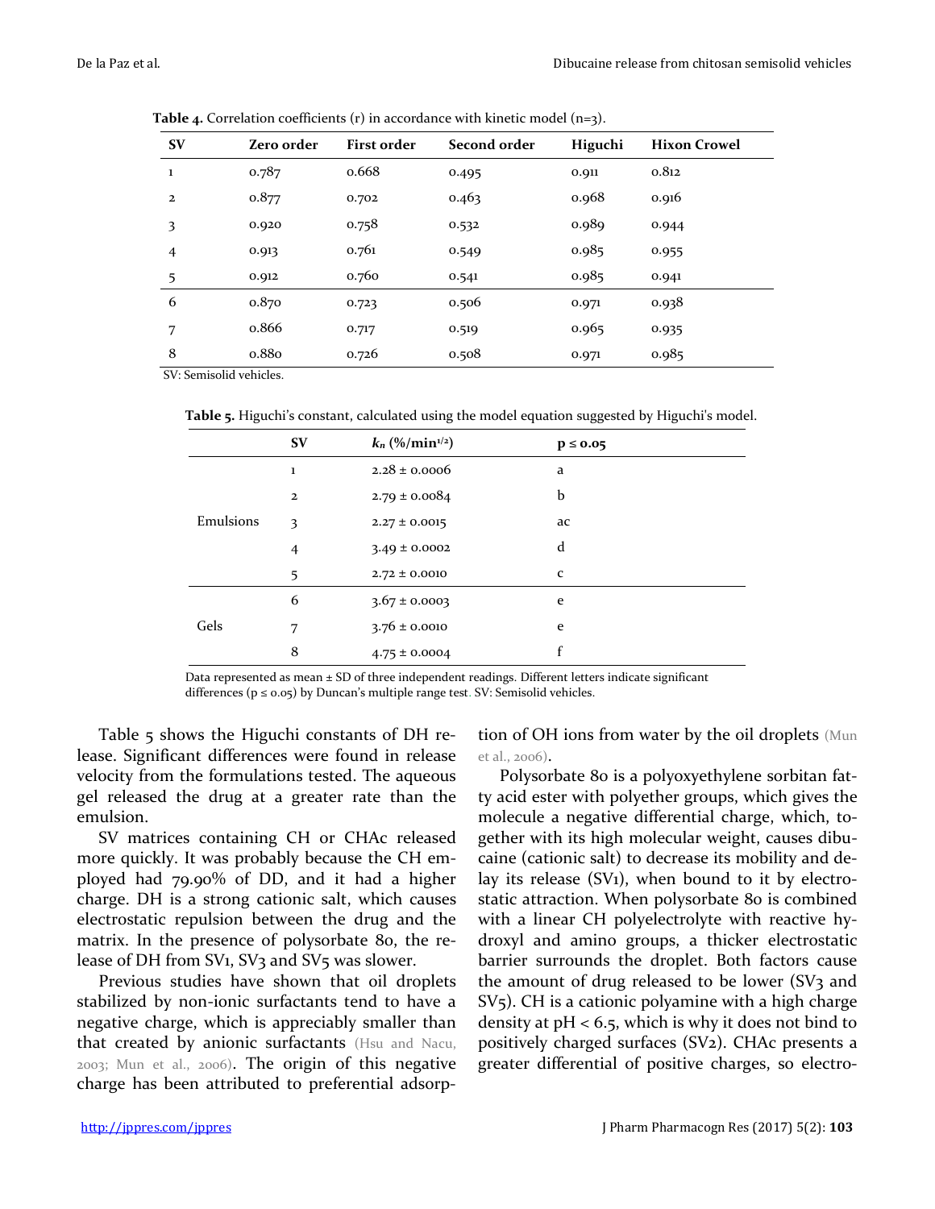**Table 4.** Correlation coefficients (r) in accordance with kinetic model (n=3).

| SV | Zero order | First order | Second order | Higuchi | Hixon Crowel |
|---|---|---|---|---|---|
| 1 | 0.787 | 0.668 | 0.495 | 0.911 | 0.812 |
| 2 | 0.877 | 0.702 | 0.463 | 0.968 | 0.916 |
| 3 | 0.920 | 0.758 | 0.532 | 0.989 | 0.944 |
| 4 | 0.913 | 0.761 | 0.549 | 0.985 | 0.955 |
| 5 | 0.912 | 0.760 | 0.541 | 0.985 | 0.941 |
| 6 | 0.870 | 0.723 | 0.506 | 0.971 | 0.938 |
| 7 | 0.866 | 0.717 | 0.519 | 0.965 | 0.935 |
| 8 | 0.880 | 0.726 | 0.508 | 0.971 | 0.985 |

SV: Semisolid vehicles.

**Table 5.** Higuchi's constant, calculated using the model equation suggested by Higuchi's model.

| | SV | $k_n$ (%/min$^{1/2}$) | $p \leq 0.05$ |
|---|---|---|---|
| Emulsions | 1 | 2.28 ± 0.0006 | a |
| | 2 | 2.79 ± 0.0084 | b |
| | 3 | 2.27 ± 0.0015 | ac |
| | 4 | 3.49 ± 0.0002 | d |
| | 5 | 2.72 ± 0.0010 | c |
| Gels | 6 | 3.67 ± 0.0003 | e |
| | 7 | 3.76 ± 0.0010 | e |
| | 8 | 4.75 ± 0.0004 | f |

Data represented as mean ± SD of three independent readings. Different letters indicate significant differences ($p \leq 0.05$) by Duncan's multiple range test. SV: Semisolid vehicles.

Table 5 shows the Higuchi constants of DH release. Significant differences were found in release velocity from the formulations tested. The aqueous gel released the drug at a greater rate than the emulsion.

SV matrices containing CH or CHAc released more quickly. It was probably because the CH employed had 79.90% of DD, and it had a higher charge. DH is a strong cationic salt, which causes electrostatic repulsion between the drug and the matrix. In the presence of polysorbate 80, the release of DH from SV1, SV3 and SV5 was slower.

Previous studies have shown that oil droplets stabilized by non-ionic surfactants tend to have a negative charge, which is appreciably smaller than that created by anionic surfactants (Hsu and Nacu, 2003; Mun et al., 2006). The origin of this negative charge has been attributed to preferential adsorption of OH ions from water by the oil droplets (Mun et al., 2006).

Polysorbate 80 is a polyoxyethylene sorbitan fatty acid ester with polyether groups, which gives the molecule a negative differential charge, which, together with its high molecular weight, causes dibucaine (cationic salt) to decrease its mobility and delay its release (SV1), when bound to it by electrostatic attraction. When polysorbate 80 is combined with a linear CH polyelectrolyte with reactive hydroxyl and amino groups, a thicker electrostatic barrier surrounds the droplet. Both factors cause the amount of drug released to be lower (SV3 and SV5). CH is a cationic polyamine with a high charge density at pH < 6.5, which is why it does not bind to positively charged surfaces (SV2). CHAc presents a greater differential of positive charges, so electro-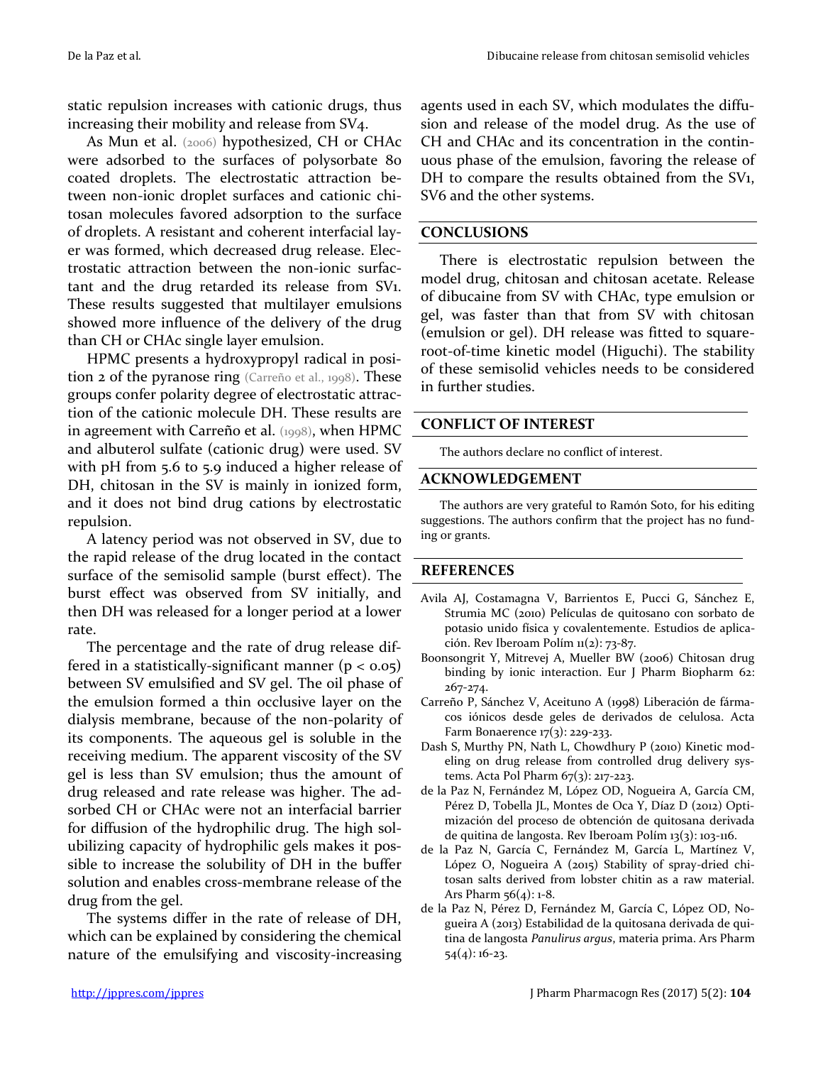static repulsion increases with cationic drugs, thus increasing their mobility and release from SV4.

As Mun et al. (2006) hypothesized, CH or CHAc were adsorbed to the surfaces of polysorbate 80 coated droplets. The electrostatic attraction between non-ionic droplet surfaces and cationic chitosan molecules favored adsorption to the surface of droplets. A resistant and coherent interfacial layer was formed, which decreased drug release. Electrostatic attraction between the non-ionic surfactant and the drug retarded its release from SV1. These results suggested that multilayer emulsions showed more influence of the delivery of the drug than CH or CHAc single layer emulsion.

HPMC presents a hydroxypropyl radical in position 2 of the pyranose ring (Carreño et al., 1998). These groups confer polarity degree of electrostatic attraction of the cationic molecule DH. These results are in agreement with Carreño et al. (1998), when HPMC and albuterol sulfate (cationic drug) were used. SV with pH from 5.6 to 5.9 induced a higher release of DH, chitosan in the SV is mainly in ionized form, and it does not bind drug cations by electrostatic repulsion.

A latency period was not observed in SV, due to the rapid release of the drug located in the contact surface of the semisolid sample (burst effect). The burst effect was observed from SV initially, and then DH was released for a longer period at a lower rate.

The percentage and the rate of drug release differed in a statistically-significant manner ($p < 0.05$) between SV emulsified and SV gel. The oil phase of the emulsion formed a thin occlusive layer on the dialysis membrane, because of the non-polarity of its components. The aqueous gel is soluble in the receiving medium. The apparent viscosity of the SV gel is less than SV emulsion; thus the amount of drug released and rate release was higher. The adsorbed CH or CHAc were not an interfacial barrier for diffusion of the hydrophilic drug. The high solubilizing capacity of hydrophilic gels makes it possible to increase the solubility of DH in the buffer solution and enables cross-membrane release of the drug from the gel.

The systems differ in the rate of release of DH, which can be explained by considering the chemical nature of the emulsifying and viscosity-increasing agents used in each SV, which modulates the diffusion and release of the model drug. As the use of CH and CHAc and its concentration in the continuous phase of the emulsion, favoring the release of DH to compare the results obtained from the SV1, SV6 and the other systems.

## CONCLUSIONS

There is electrostatic repulsion between the model drug, chitosan and chitosan acetate. Release of dibucaine from SV with CHAc, type emulsion or gel, was faster than that from SV with chitosan (emulsion or gel). DH release was fitted to square-root-of-time kinetic model (Higuchi). The stability of these semisolid vehicles needs to be considered in further studies.

## CONFLICT OF INTEREST

The authors declare no conflict of interest.

## ACKNOWLEDGEMENT

The authors are very grateful to Ramón Soto, for his editing suggestions. The authors confirm that the project has no funding or grants.

## REFERENCES

Avila AJ, Costamagna V, Barrientos E, Pucci G, Sánchez E, Strumia MC (2010) Películas de quitosano con sorbato de potasio unido física y covalentemente. Estudios de aplicación. Rev Iberoam Polím 11(2): 73-87.

Boonsongrit Y, Mitrevej A, Mueller BW (2006) Chitosan drug binding by ionic interaction. Eur J Pharm Biopharm 62: 267-274.

Carreño P, Sánchez V, Aceituno A (1998) Liberación de fármacos iónicos desde geles de derivados de celulosa. Acta Farm Bonaerence 17(3): 229-233.

Dash S, Murthy PN, Nath L, Chowdhury P (2010) Kinetic modeling on drug release from controlled drug delivery systems. Acta Pol Pharm 67(3): 217-223.

de la Paz N, Fernández M, López OD, Nogueira A, García CM, Pérez D, Tobella JL, Montes de Oca Y, Díaz D (2012) Optimización del proceso de obtención de quitosana derivada de quitina de langosta. Rev Iberoam Polím 13(3): 103-116.

de la Paz N, García C, Fernández M, García L, Martínez V, López O, Nogueira A (2015) Stability of spray-dried chitosan salts derived from lobster chitin as a raw material. Ars Pharm 56(4): 1-8.

de la Paz N, Pérez D, Fernández M, García C, López OD, Nogueira A (2013) Estabilidad de la quitosana derivada de quitina de langosta *Panulirus argus*, materia prima. Ars Pharm 54(4): 16-23.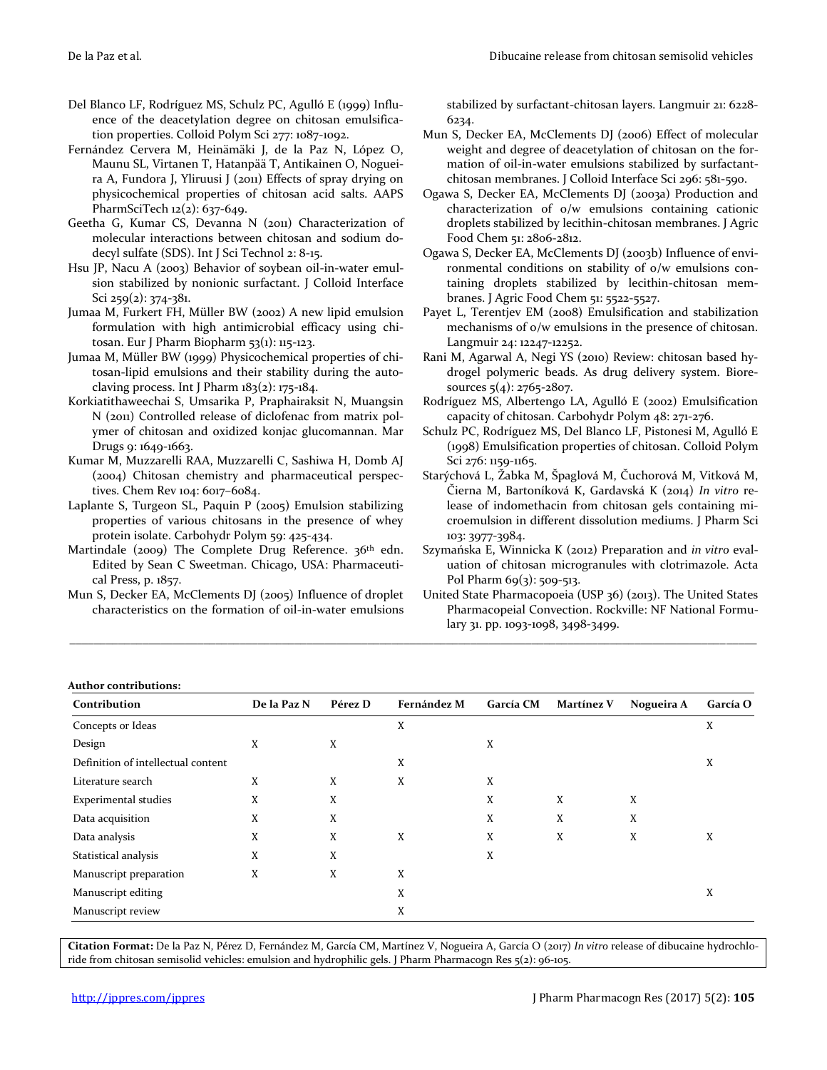Del Blanco LF, Rodríguez MS, Schulz PC, Agulló E (1999) Influence of the deacetylation degree on chitosan emulsification properties. Colloid Polym Sci 277: 1087-1092.

Fernández Cervera M, Heinämäki J, de la Paz N, López O, Maunu SL, Virtanen T, Hatanpää T, Antikainen O, Nogueira A, Fundora J, Yliruusi J (2011) Effects of spray drying on physicochemical properties of chitosan acid salts. AAPS PharmSciTech 12(2): 637-649.

Geetha G, Kumar CS, Devanna N (2011) Characterization of molecular interactions between chitosan and sodium dodecyl sulfate (SDS). Int J Sci Technol 2: 8-15.

Hsu JP, Nacu A (2003) Behavior of soybean oil-in-water emulsion stabilized by nonionic surfactant. J Colloid Interface Sci 259(2): 374-381.

Jumaa M, Furkert FH, Müller BW (2002) A new lipid emulsion formulation with high antimicrobial efficacy using chitosan. Eur J Pharm Biopharm 53(1): 115-123.

Jumaa M, Müller BW (1999) Physicochemical properties of chitosan-lipid emulsions and their stability during the autoclaving process. Int J Pharm 183(2): 175-184.

Korkiatithaweechai S, Umsarika P, Praphairaksit N, Muangsin N (2011) Controlled release of diclofenac from matrix polymer of chitosan and oxidized konjac glucomannan. Mar Drugs 9: 1649-1663.

Kumar M, Muzzarelli RAA, Muzzarelli C, Sashiwa H, Domb AJ (2004) Chitosan chemistry and pharmaceutical perspectives. Chem Rev 104: 6017–6084.

Laplante S, Turgeon SL, Paquin P (2005) Emulsion stabilizing properties of various chitosans in the presence of whey protein isolate. Carbohydr Polym 59: 425-434.

Martindale (2009) The Complete Drug Reference. 36th edn. Edited by Sean C Sweetman. Chicago, USA: Pharmaceutical Press, p. 1857.

Mun S, Decker EA, McClements DJ (2005) Influence of droplet characteristics on the formation of oil-in-water emulsions stabilized by surfactant-chitosan layers. Langmuir 21: 6228-6234.

Mun S, Decker EA, McClements DJ (2006) Effect of molecular weight and degree of deacetylation of chitosan on the formation of oil-in-water emulsions stabilized by surfactant-chitosan membranes. J Colloid Interface Sci 296: 581-590.

Ogawa S, Decker EA, McClements DJ (2003a) Production and characterization of o/w emulsions containing cationic droplets stabilized by lecithin-chitosan membranes. J Agric Food Chem 51: 2806-2812.

Ogawa S, Decker EA, McClements DJ (2003b) Influence of environmental conditions on stability of o/w emulsions containing droplets stabilized by lecithin-chitosan membranes. J Agric Food Chem 51: 5522-5527.

Payet L, Terentjev EM (2008) Emulsification and stabilization mechanisms of o/w emulsions in the presence of chitosan. Langmuir 24: 12247-12252.

Rani M, Agarwal A, Negi YS (2010) Review: chitosan based hydrogel polymeric beads. As drug delivery system. Bioresources 5(4): 2765-2807.

Rodríguez MS, Albertengo LA, Agulló E (2002) Emulsification capacity of chitosan. Carbohydr Polym 48: 271-276.

Schulz PC, Rodríguez MS, Del Blanco LF, Pistonesi M, Agulló E (1998) Emulsification properties of chitosan. Colloid Polym Sci 276: 1159-1165.

Starýchová L, Žabka M, Špaglová M, Čuchorová M, Vitková M, Čierna M, Bartoníková K, Gardavská K (2014) *In vitro* release of indomethacin from chitosan gels containing microemulsion in different dissolution mediums. J Pharm Sci 103: 3977-3984.

Szymańska E, Winnicka K (2012) Preparation and *in vitro* evaluation of chitosan microgranules with clotrimazole. Acta Pol Pharm 69(3): 509-513.

United State Pharmacopoeia (USP 36) (2013). The United States Pharmacopeial Convection. Rockville: NF National Formulary 31. pp. 1093-1098, 3498-3499.

**Author contributions:**

| Contribution | De la Paz N | Pérez D | Fernández M | García CM | Martínez V | Nogueira A | García O |
|---|---|---|---|---|---|---|---|
| Concepts or Ideas | | | X | | | | X |
| Design | X | X | | X | | | |
| Definition of intellectual content | | | X | | | | X |
| Literature search | X | X | X | X | | | |
| Experimental studies | X | X | | X | X | X | |
| Data acquisition | X | X | | X | X | X | |
| Data analysis | X | X | X | X | X | X | X |
| Statistical analysis | X | X | | X | | | |
| Manuscript preparation | X | X | X | | | | |
| Manuscript editing | | | X | | | | X |
| Manuscript review | | | X | | | | |

**Citation Format:** De la Paz N, Pérez D, Fernández M, García CM, Martínez V, Nogueira A, García O (2017) *In vitro* release of dibucaine hydrochloride from chitosan semisolid vehicles: emulsion and hydrophilic gels. J Pharm Pharmacogn Res 5(2): 96-105.